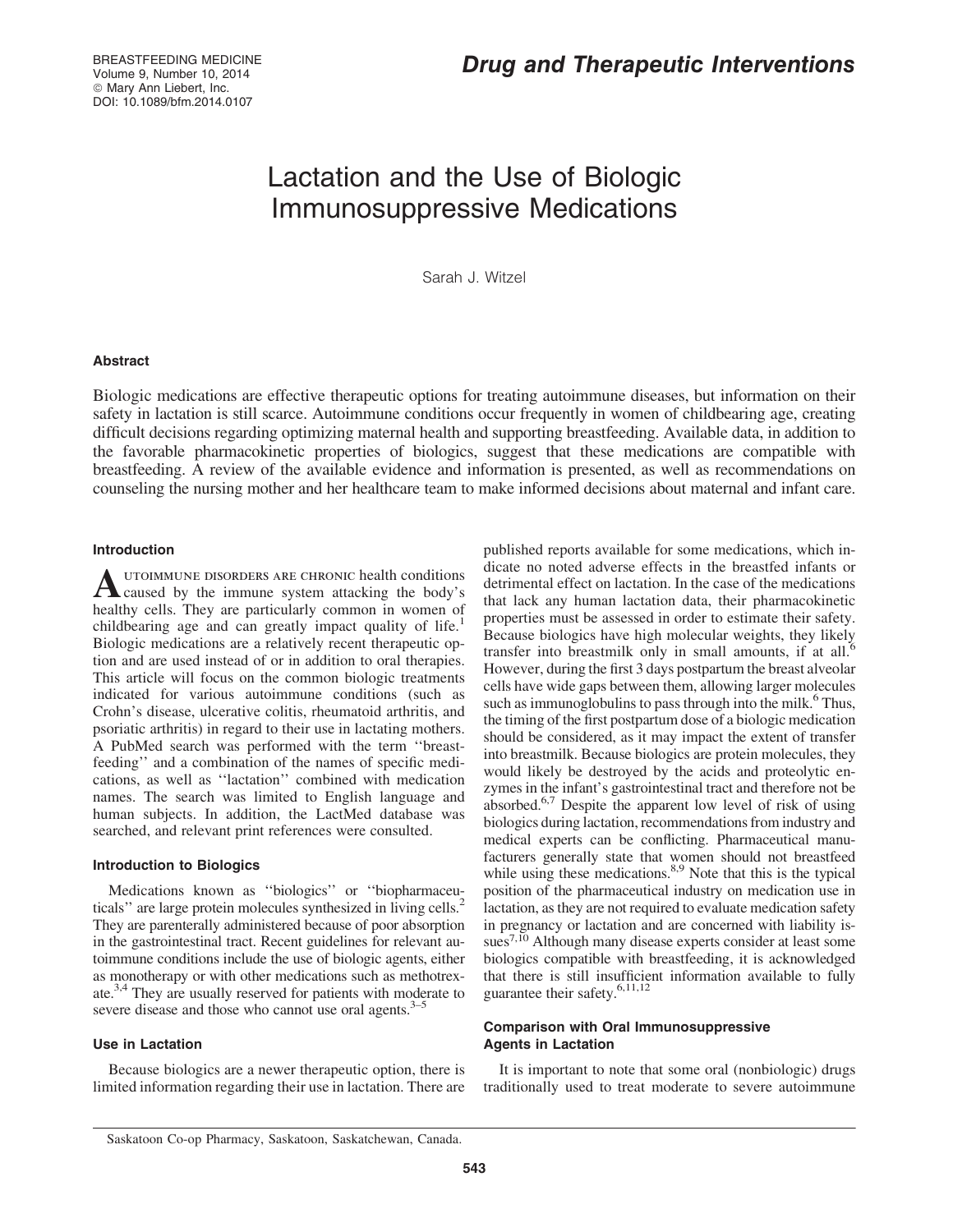*Drug and Therapeutic Interventions*

# Lactation and the Use of Biologic Immunosuppressive Medications

Sarah J. Witzel

## Abstract

Biologic medications are effective therapeutic options for treating autoimmune diseases, but information on their safety in lactation is still scarce. Autoimmune conditions occur frequently in women of childbearing age, creating difficult decisions regarding optimizing maternal health and supporting breastfeeding. Available data, in addition to the favorable pharmacokinetic properties of biologics, suggest that these medications are compatible with breastfeeding. A review of the available evidence and information is presented, as well as recommendations on counseling the nursing mother and her healthcare team to make informed decisions about maternal and infant care.

### Introduction

Autoimmune disorders are chronic health conditions caused by the immune system attacking the body's healthy cells. They are particularly common in women of childbearing age and can greatly impact quality of life.[1] Biologic medications are a relatively recent therapeutic option and are used instead of or in addition to oral therapies. This article will focus on the common biologic treatments indicated for various autoimmune conditions (such as Crohn's disease, ulcerative colitis, rheumatoid arthritis, and psoriatic arthritis) in regard to their use in lactating mothers. A PubMed search was performed with the term ''breastfeeding'' and a combination of the names of specific medications, as well as ''lactation'' combined with medication names. The search was limited to English language and human subjects. In addition, the LactMed database was searched, and relevant print references were consulted.

### Introduction to Biologics

Medications known as ''biologics'' or ''biopharmaceuticals'' are large protein molecules synthesized in living cells.[2] They are parenterally administered because of poor absorption in the gastrointestinal tract. Recent guidelines for relevant autoimmune conditions include the use of biologic agents, either as monotherapy or with other medications such as methotrexate.[3,4] They are usually reserved for patients with moderate to severe disease and those who cannot use oral agents.[3–5]

### Use in Lactation

Because biologics are a newer therapeutic option, there is limited information regarding their use in lactation. There are published reports available for some medications, which indicate no noted adverse effects in the breastfed infants or detrimental effect on lactation. In the case of the medications that lack any human lactation data, their pharmacokinetic properties must be assessed in order to estimate their safety. Because biologics have high molecular weights, they likely transfer into breastmilk only in small amounts, if at all.[6] However, during the first 3 days postpartum the breast alveolar cells have wide gaps between them, allowing larger molecules such as immunoglobulins to pass through into the milk.[6] Thus, the timing of the first postpartum dose of a biologic medication should be considered, as it may impact the extent of transfer into breastmilk. Because biologics are protein molecules, they would likely be destroyed by the acids and proteolytic enzymes in the infant's gastrointestinal tract and therefore not be absorbed.[6,7] Despite the apparent low level of risk of using biologics during lactation, recommendations from industry and medical experts can be conflicting. Pharmaceutical manufacturers generally state that women should not breastfeed while using these medications.[8,9] Note that this is the typical position of the pharmaceutical industry on medication use in lactation, as they are not required to evaluate medication safety in pregnancy or lactation and are concerned with liability issues[7,10] Although many disease experts consider at least some biologics compatible with breastfeeding, it is acknowledged that there is still insufficient information available to fully guarantee their safety.[6,11,12]

### Comparison with Oral Immunosuppressive Agents in Lactation

It is important to note that some oral (nonbiologic) drugs traditionally used to treat moderate to severe autoimmune

Saskatoon Co-op Pharmacy, Saskatoon, Saskatchewan, Canada.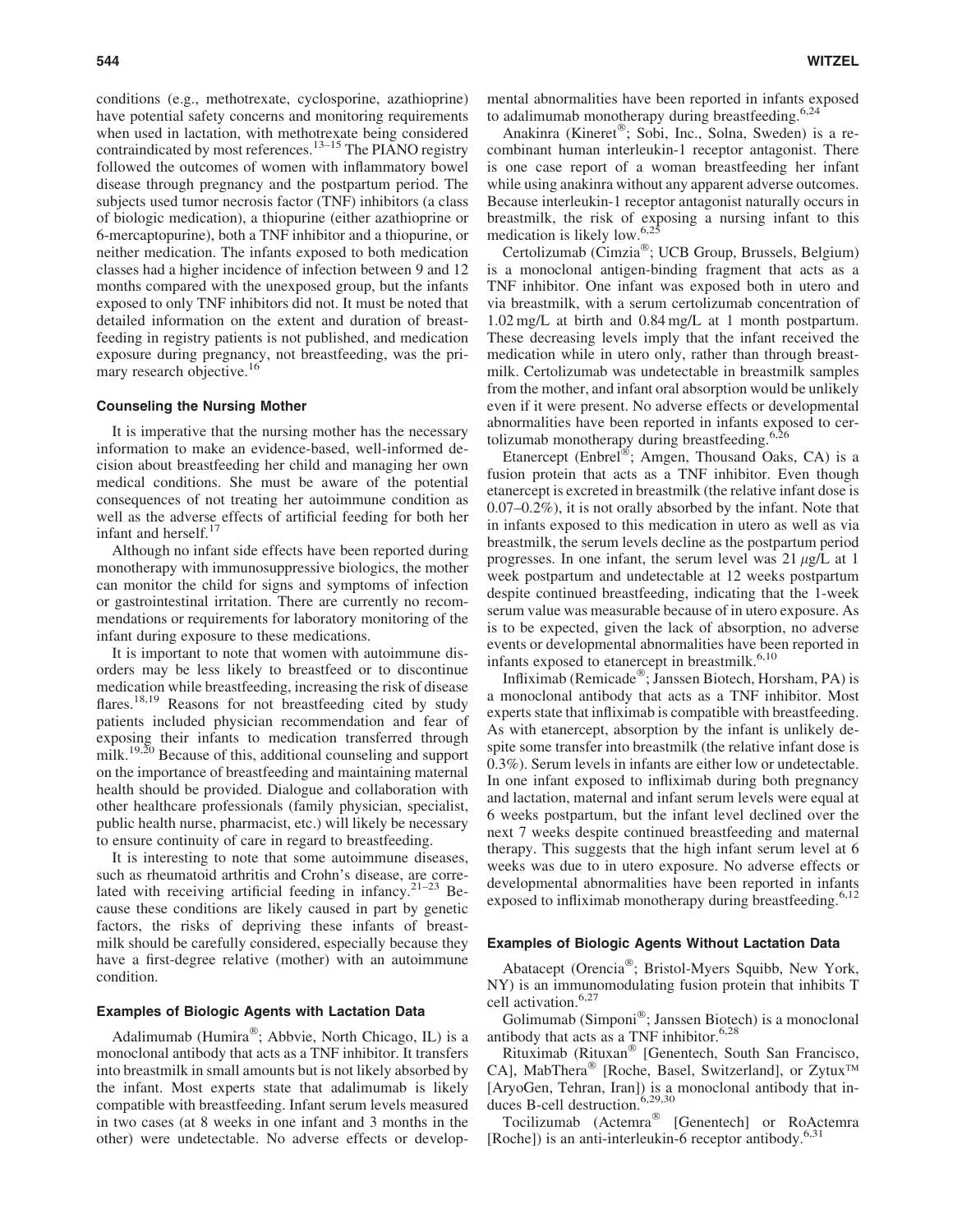conditions (e.g., methotrexate, cyclosporine, azathioprine) have potential safety concerns and monitoring requirements when used in lactation, with methotrexate being considered contraindicated by most references.[13–15] The PIANO registry followed the outcomes of women with inflammatory bowel disease through pregnancy and the postpartum period. The subjects used tumor necrosis factor (TNF) inhibitors (a class of biologic medication), a thiopurine (either azathioprine or 6-mercaptopurine), both a TNF inhibitor and a thiopurine, or neither medication. The infants exposed to both medication classes had a higher incidence of infection between 9 and 12 months compared with the unexposed group, but the infants exposed to only TNF inhibitors did not. It must be noted that detailed information on the extent and duration of breastfeeding in registry patients is not published, and medication exposure during pregnancy, not breastfeeding, was the primary research objective.[16]

### Counseling the Nursing Mother

It is imperative that the nursing mother has the necessary information to make an evidence-based, well-informed decision about breastfeeding her child and managing her own medical conditions. She must be aware of the potential consequences of not treating her autoimmune condition as well as the adverse effects of artificial feeding for both her infant and herself.[17]

Although no infant side effects have been reported during monotherapy with immunosuppressive biologics, the mother can monitor the child for signs and symptoms of infection or gastrointestinal irritation. There are currently no recommendations or requirements for laboratory monitoring of the infant during exposure to these medications.

It is important to note that women with autoimmune disorders may be less likely to breastfeed or to discontinue medication while breastfeeding, increasing the risk of disease flares.[18,19] Reasons for not breastfeeding cited by study patients included physician recommendation and fear of exposing their infants to medication transferred through milk.[19,20] Because of this, additional counseling and support on the importance of breastfeeding and maintaining maternal health should be provided. Dialogue and collaboration with other healthcare professionals (family physician, specialist, public health nurse, pharmacist, etc.) will likely be necessary to ensure continuity of care in regard to breastfeeding.

It is interesting to note that some autoimmune diseases, such as rheumatoid arthritis and Crohn's disease, are correlated with receiving artificial feeding in infancy.[21–23] Because these conditions are likely caused in part by genetic factors, the risks of depriving these infants of breastmilk should be carefully considered, especially because they have a first-degree relative (mother) with an autoimmune condition.

### Examples of Biologic Agents with Lactation Data

Adalimumab (Humira®; Abbvie, North Chicago, IL) is a monoclonal antibody that acts as a TNF inhibitor. It transfers into breastmilk in small amounts but is not likely absorbed by the infant. Most experts state that adalimumab is likely compatible with breastfeeding. Infant serum levels measured in two cases (at 8 weeks in one infant and 3 months in the other) were undetectable. No adverse effects or developmental abnormalities have been reported in infants exposed to adalimumab monotherapy during breastfeeding.[6,24]

Anakinra (Kineret®; Sobi, Inc., Solna, Sweden) is a recombinant human interleukin-1 receptor antagonist. There is one case report of a woman breastfeeding her infant while using anakinra without any apparent adverse outcomes. Because interleukin-1 receptor antagonist naturally occurs in breastmilk, the risk of exposing a nursing infant to this medication is likely low.[6,25]

Certolizumab (Cimzia®; UCB Group, Brussels, Belgium) is a monoclonal antigen-binding fragment that acts as a TNF inhibitor. One infant was exposed both in utero and via breastmilk, with a serum certolizumab concentration of 1.02 mg/L at birth and 0.84 mg/L at 1 month postpartum. These decreasing levels imply that the infant received the medication while in utero only, rather than through breastmilk. Certolizumab was undetectable in breastmilk samples from the mother, and infant oral absorption would be unlikely even if it were present. No adverse effects or developmental abnormalities have been reported in infants exposed to certolizumab monotherapy during breastfeeding.[6,26]

Etanercept (Enbrel®; Amgen, Thousand Oaks, CA) is a fusion protein that acts as a TNF inhibitor. Even though etanercept is excreted in breastmilk (the relative infant dose is 0.07–0.2%), it is not orally absorbed by the infant. Note that in infants exposed to this medication in utero as well as via breastmilk, the serum levels decline as the postpartum period progresses. In one infant, the serum level was 21 $\mu$g/L at 1 week postpartum and undetectable at 12 weeks postpartum despite continued breastfeeding, indicating that the 1-week serum value was measurable because of in utero exposure. As is to be expected, given the lack of absorption, no adverse events or developmental abnormalities have been reported in infants exposed to etanercept in breastmilk.[6,10]

Infliximab (Remicade®; Janssen Biotech, Horsham, PA) is a monoclonal antibody that acts as a TNF inhibitor. Most experts state that infliximab is compatible with breastfeeding. As with etanercept, absorption by the infant is unlikely despite some transfer into breastmilk (the relative infant dose is 0.3%). Serum levels in infants are either low or undetectable. In one infant exposed to infliximab during both pregnancy and lactation, maternal and infant serum levels were equal at 6 weeks postpartum, but the infant level declined over the next 7 weeks despite continued breastfeeding and maternal therapy. This suggests that the high infant serum level at 6 weeks was due to in utero exposure. No adverse effects or developmental abnormalities have been reported in infants exposed to infliximab monotherapy during breastfeeding.[6,12]

### Examples of Biologic Agents Without Lactation Data

Abatacept (Orencia®; Bristol-Myers Squibb, New York, NY) is an immunomodulating fusion protein that inhibits T cell activation.[6,27]

Golimumab (Simponi®; Janssen Biotech) is a monoclonal antibody that acts as a TNF inhibitor.[6,28]

Rituximab (Rituxan® [Genentech, South San Francisco, CA], MabThera® [Roche, Basel, Switzerland], or Zytux™ [AryoGen, Tehran, Iran]) is a monoclonal antibody that induces B-cell destruction.[6,29,30]

Tocilizumab (Actemra® [Genentech] or RoActemra [Roche]) is an anti-interleukin-6 receptor antibody.[6,31]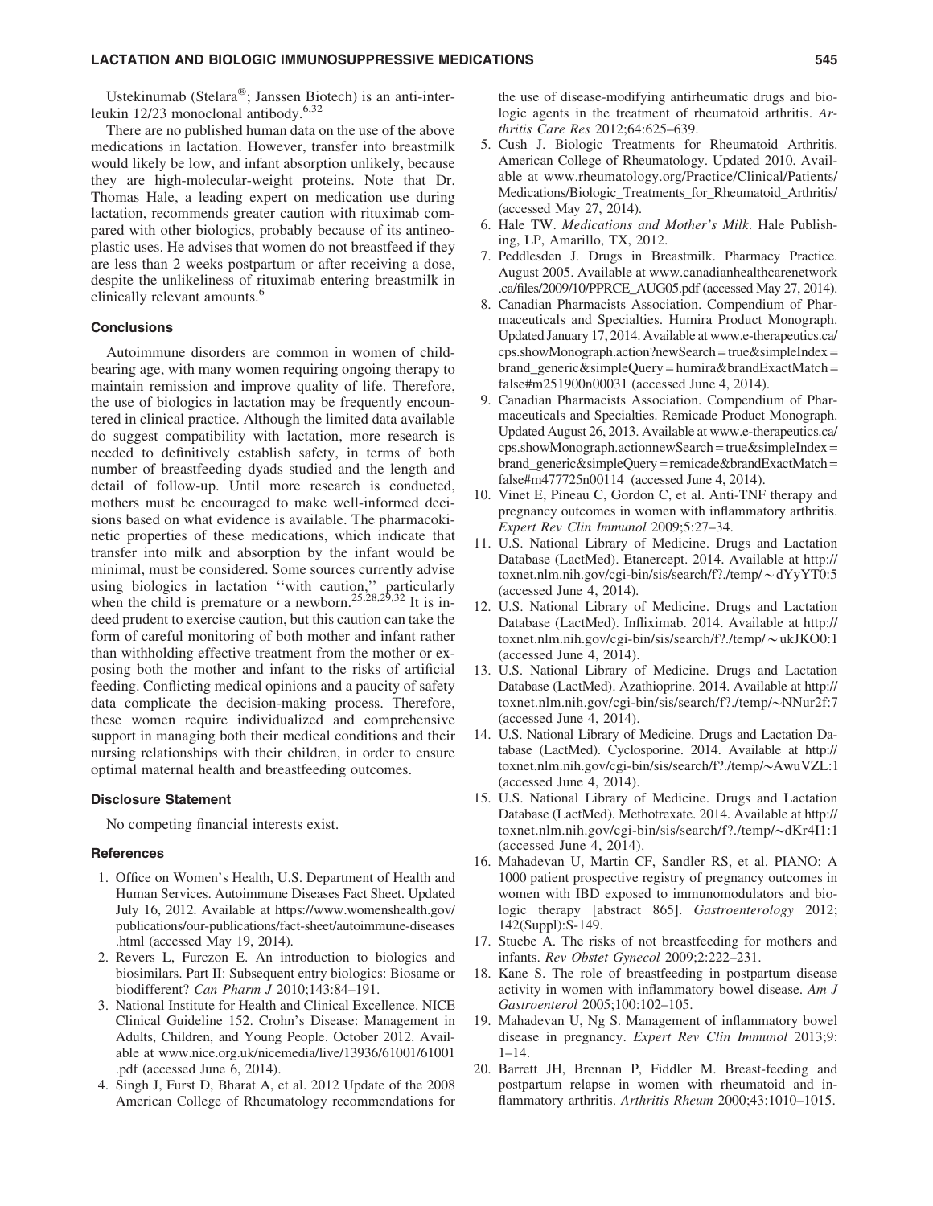Ustekinumab (Stelara®; Janssen Biotech) is an anti-interleukin 12/23 monoclonal antibody.[6,32]

There are no published human data on the use of the above medications in lactation. However, transfer into breastmilk would likely be low, and infant absorption unlikely, because they are high-molecular-weight proteins. Note that Dr. Thomas Hale, a leading expert on medication use during lactation, recommends greater caution with rituximab compared with other biologics, probably because of its antineoplastic uses. He advises that women do not breastfeed if they are less than 2 weeks postpartum or after receiving a dose, despite the unlikeliness of rituximab entering breastmilk in clinically relevant amounts.[6]

### Conclusions

Autoimmune disorders are common in women of childbearing age, with many women requiring ongoing therapy to maintain remission and improve quality of life. Therefore, the use of biologics in lactation may be frequently encountered in clinical practice. Although the limited data available do suggest compatibility with lactation, more research is needed to definitively establish safety, in terms of both number of breastfeeding dyads studied and the length and detail of follow-up. Until more research is conducted, mothers must be encouraged to make well-informed decisions based on what evidence is available. The pharmacokinetic properties of these medications, which indicate that transfer into milk and absorption by the infant would be minimal, must be considered. Some sources currently advise using biologics in lactation ''with caution,'' particularly when the child is premature or a newborn.[25,28,29,32] It is indeed prudent to exercise caution, but this caution can take the form of careful monitoring of both mother and infant rather than withholding effective treatment from the mother or exposing both the mother and infant to the risks of artificial feeding. Conflicting medical opinions and a paucity of safety data complicate the decision-making process. Therefore, these women require individualized and comprehensive support in managing both their medical conditions and their nursing relationships with their children, in order to ensure optimal maternal health and breastfeeding outcomes.

### Disclosure Statement

No competing financial interests exist.

### References

1. Office on Women's Health, U.S. Department of Health and Human Services. Autoimmune Diseases Fact Sheet. Updated July 16, 2012. Available at https://www.womenshealth.gov/publications/our-publications/fact-sheet/autoimmune-diseases.html (accessed May 19, 2014).
2. Revers L, Furczon E. An introduction to biologics and biosimilars. Part II: Subsequent entry biologics: Biosame or biodifferent? *Can Pharm J* 2010;143:84–191.
3. National Institute for Health and Clinical Excellence. NICE Clinical Guideline 152. Crohn's Disease: Management in Adults, Children, and Young People. October 2012. Available at www.nice.org.uk/nicemedia/live/13936/61001/61001.pdf (accessed June 6, 2014).
4. Singh J, Furst D, Bharat A, et al. 2012 Update of the 2008 American College of Rheumatology recommendations for the use of disease-modifying antirheumatic drugs and biologic agents in the treatment of rheumatoid arthritis. *Arthritis Care Res* 2012;64:625–639.
5. Cush J. Biologic Treatments for Rheumatoid Arthritis. American College of Rheumatology. Updated 2010. Available at www.rheumatology.org/Practice/Clinical/Patients/Medications/Biologic_Treatments_for_Rheumatoid_Arthritis/ (accessed May 27, 2014).
6. Hale TW. *Medications and Mother's Milk*. Hale Publishing, LP, Amarillo, TX, 2012.
7. Peddlesden J. Drugs in Breastmilk. Pharmacy Practice. August 2005. Available at www.canadianhealthcarenetwork.ca/files/2009/10/PPRCE_AUG05.pdf (accessed May 27, 2014).
8. Canadian Pharmacists Association. Compendium of Pharmaceuticals and Specialties. Humira Product Monograph. Updated January 17, 2014. Available at www.e-therapeutics.ca/cps.showMonograph.action?newSearch=true&simpleIndex=brand_generic&simpleQuery=humira&brandExactMatch=false#m251900n00031 (accessed June 4, 2014).
9. Canadian Pharmacists Association. Compendium of Pharmaceuticals and Specialties. Remicade Product Monograph. Updated August 26, 2013. Available at www.e-therapeutics.ca/cps.showMonograph.actionnewSearch=true&simpleIndex=brand_generic&simpleQuery=remicade&brandExactMatch=false#m477725n00114 (accessed June 4, 2014).
10. Vinet E, Pineau C, Gordon C, et al. Anti-TNF therapy and pregnancy outcomes in women with inflammatory arthritis. *Expert Rev Clin Immunol* 2009;5:27–34.
11. U.S. National Library of Medicine. Drugs and Lactation Database (LactMed). Etanercept. 2014. Available at http://toxnet.nlm.nih.gov/cgi-bin/sis/search/f?./temp/~dYyYT0:5 (accessed June 4, 2014).
12. U.S. National Library of Medicine. Drugs and Lactation Database (LactMed). Infliximab. 2014. Available at http://toxnet.nlm.nih.gov/cgi-bin/sis/search/f?./temp/~ukJKO0:1 (accessed June 4, 2014).
13. U.S. National Library of Medicine. Drugs and Lactation Database (LactMed). Azathioprine. 2014. Available at http://toxnet.nlm.nih.gov/cgi-bin/sis/search/f?./temp/~NNur2f:7 (accessed June 4, 2014).
14. U.S. National Library of Medicine. Drugs and Lactation Database (LactMed). Cyclosporine. 2014. Available at http://toxnet.nlm.nih.gov/cgi-bin/sis/search/f?./temp/~AwuVZL:1 (accessed June 4, 2014).
15. U.S. National Library of Medicine. Drugs and Lactation Database (LactMed). Methotrexate. 2014. Available at http://toxnet.nlm.nih.gov/cgi-bin/sis/search/f?./temp/~dKr4I1:1 (accessed June 4, 2014).
16. Mahadevan U, Martin CF, Sandler RS, et al. PIANO: A 1000 patient prospective registry of pregnancy outcomes in women with IBD exposed to immunomodulators and biologic therapy [abstract 865]. *Gastroenterology* 2012; 142(Suppl):S-149.
17. Stuebe A. The risks of not breastfeeding for mothers and infants. *Rev Obstet Gynecol* 2009;2:222–231.
18. Kane S. The role of breastfeeding in postpartum disease activity in women with inflammatory bowel disease. *Am J Gastroenterol* 2005;100:102–105.
19. Mahadevan U, Ng S. Management of inflammatory bowel disease in pregnancy. *Expert Rev Clin Immunol* 2013;9: 1–14.
20. Barrett JH, Brennan P, Fiddler M. Breast-feeding and postpartum relapse in women with rheumatoid and inflammatory arthritis. *Arthritis Rheum* 2000;43:1010–1015.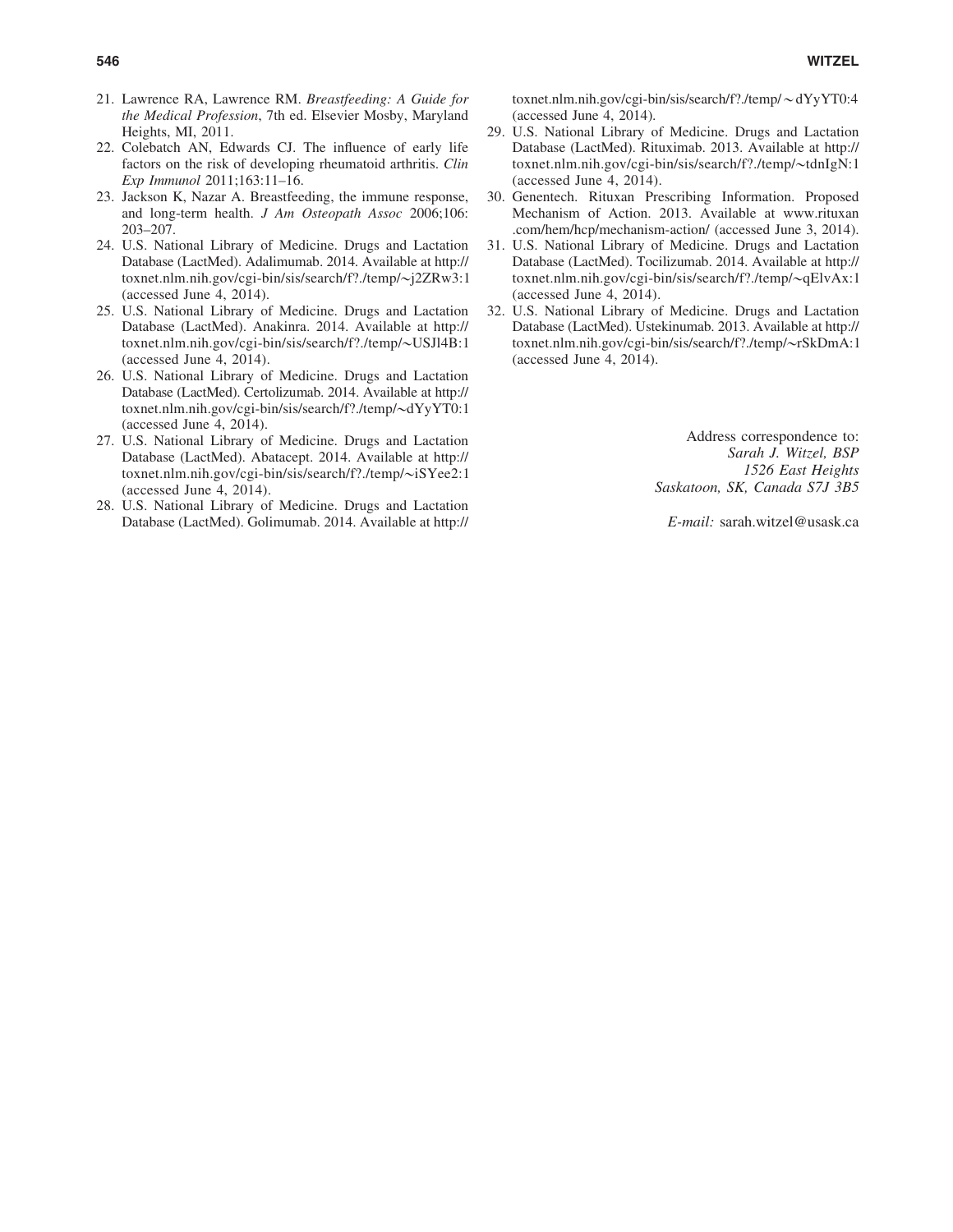21. Lawrence RA, Lawrence RM. *Breastfeeding: A Guide for the Medical Profession*, 7th ed. Elsevier Mosby, Maryland Heights, MI, 2011.
22. Colebatch AN, Edwards CJ. The influence of early life factors on the risk of developing rheumatoid arthritis. *Clin Exp Immunol* 2011;163:11–16.
23. Jackson K, Nazar A. Breastfeeding, the immune response, and long-term health. *J Am Osteopath Assoc* 2006;106: 203–207.
24. U.S. National Library of Medicine. Drugs and Lactation Database (LactMed). Adalimumab. 2014. Available at http://toxnet.nlm.nih.gov/cgi-bin/sis/search/f?./temp/~j2ZRw3:1 (accessed June 4, 2014).
25. U.S. National Library of Medicine. Drugs and Lactation Database (LactMed). Anakinra. 2014. Available at http://toxnet.nlm.nih.gov/cgi-bin/sis/search/f?./temp/~USJl4B:1 (accessed June 4, 2014).
26. U.S. National Library of Medicine. Drugs and Lactation Database (LactMed). Certolizumab. 2014. Available at http://toxnet.nlm.nih.gov/cgi-bin/sis/search/f?./temp/~dYyYT0:1 (accessed June 4, 2014).
27. U.S. National Library of Medicine. Drugs and Lactation Database (LactMed). Abatacept. 2014. Available at http://toxnet.nlm.nih.gov/cgi-bin/sis/search/f?./temp/~iSYee2:1 (accessed June 4, 2014).
28. U.S. National Library of Medicine. Drugs and Lactation Database (LactMed). Golimumab. 2014. Available at http://toxnet.nlm.nih.gov/cgi-bin/sis/search/f?./temp/~dYyYT0:4 (accessed June 4, 2014).
29. U.S. National Library of Medicine. Drugs and Lactation Database (LactMed). Rituximab. 2013. Available at http://toxnet.nlm.nih.gov/cgi-bin/sis/search/f?./temp/~tdnIgN:1 (accessed June 4, 2014).
30. Genentech. Rituxan Prescribing Information. Proposed Mechanism of Action. 2013. Available at www.rituxan.com/hem/hcp/mechanism-action/ (accessed June 3, 2014).
31. U.S. National Library of Medicine. Drugs and Lactation Database (LactMed). Tocilizumab. 2014. Available at http://toxnet.nlm.nih.gov/cgi-bin/sis/search/f?./temp/~qElvAx:1 (accessed June 4, 2014).
32. U.S. National Library of Medicine. Drugs and Lactation Database (LactMed). Ustekinumab. 2013. Available at http://toxnet.nlm.nih.gov/cgi-bin/sis/search/f?./temp/~rSkDmA:1 (accessed June 4, 2014).

Address correspondence to:
*Sarah J. Witzel, BSP*
*1526 East Heights*
*Saskatoon, SK, Canada S7J 3B5*

*E-mail:* sarah.witzel@usask.ca